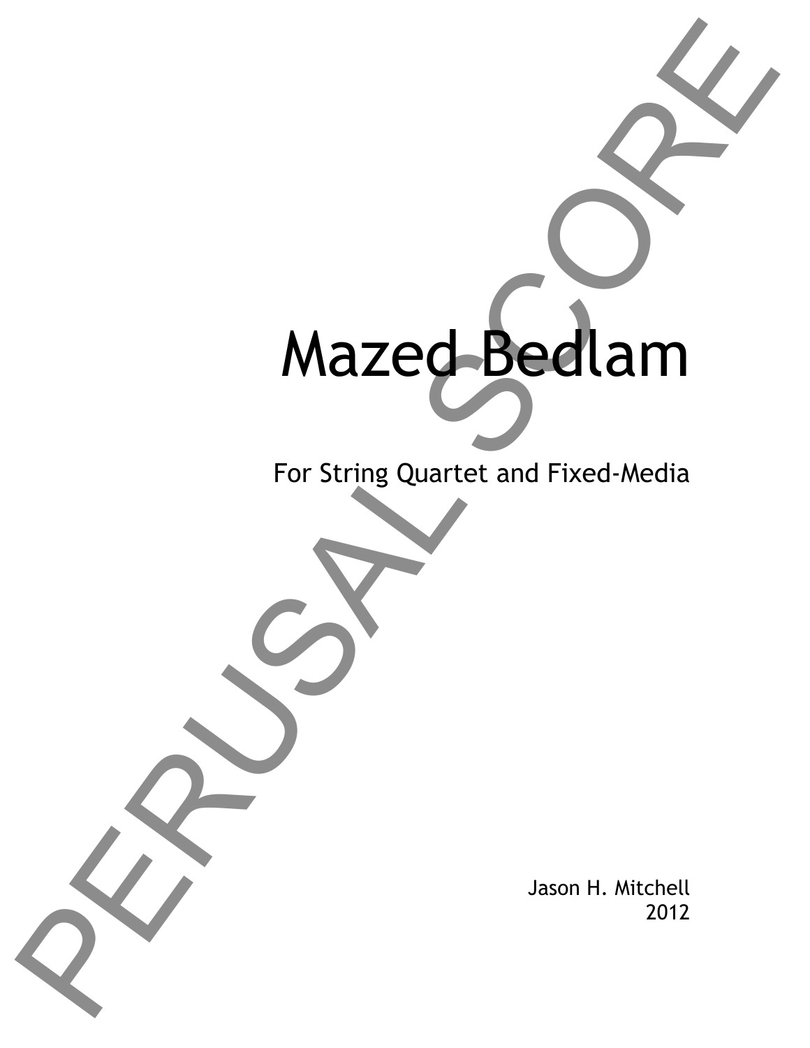# Mazed Bedlam

For String Quartet and Fixed-Media

Jason H. Mitchell
2012

PERUSAL SCORE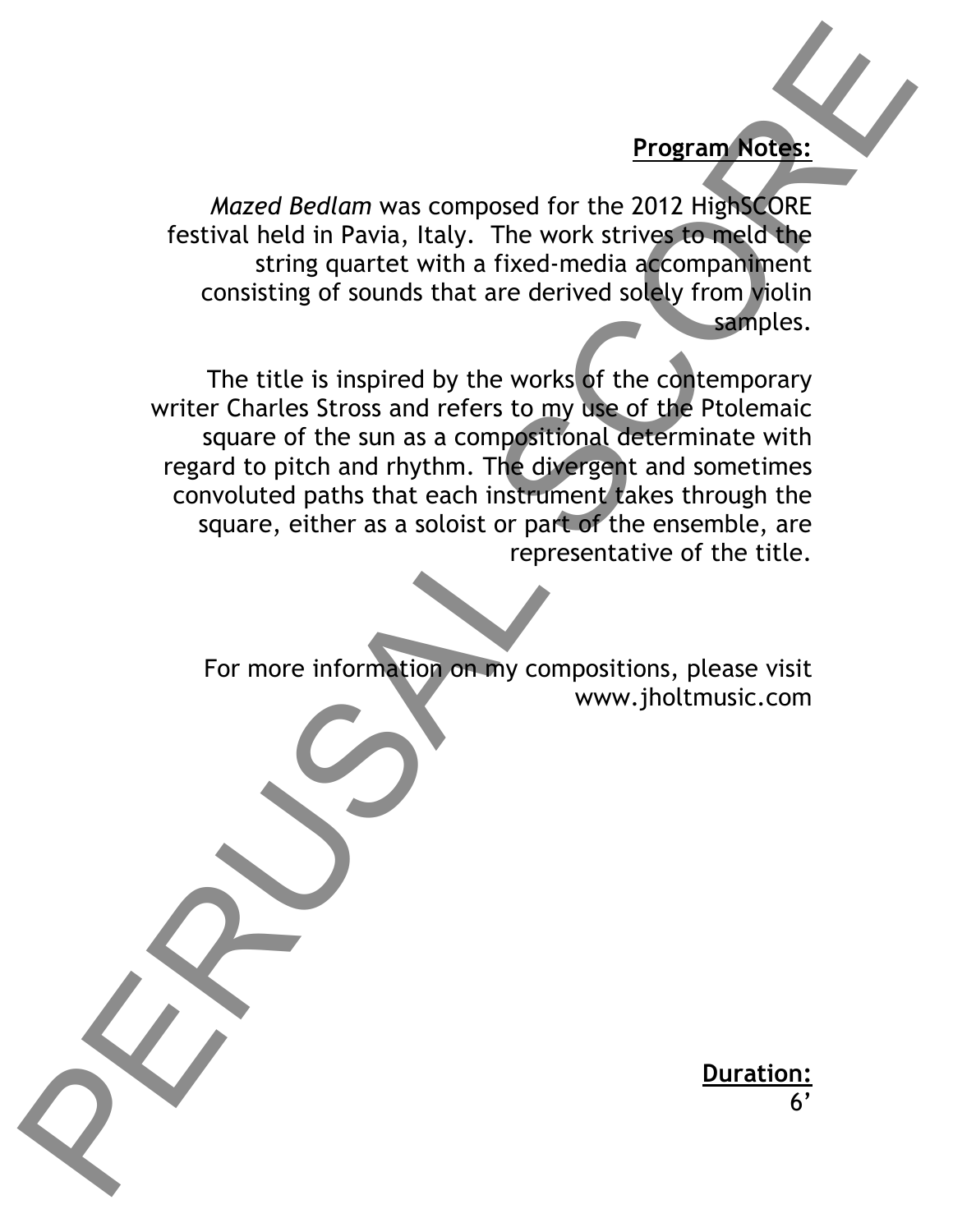**Program Notes:**

*Mazed Bedlam* was composed for the 2012 HighSCORE festival held in Pavia, Italy. The work strives to meld the string quartet with a fixed-media accompaniment consisting of sounds that are derived solely from violin samples.

The title is inspired by the works of the contemporary writer Charles Stross and refers to my use of the Ptolemaic square of the sun as a compositional determinate with regard to pitch and rhythm. The divergent and sometimes convoluted paths that each instrument takes through the square, either as a soloist or part of the ensemble, are representative of the title.

For more information on my compositions, please visit www.jholtmusic.com

**Duration:**
6'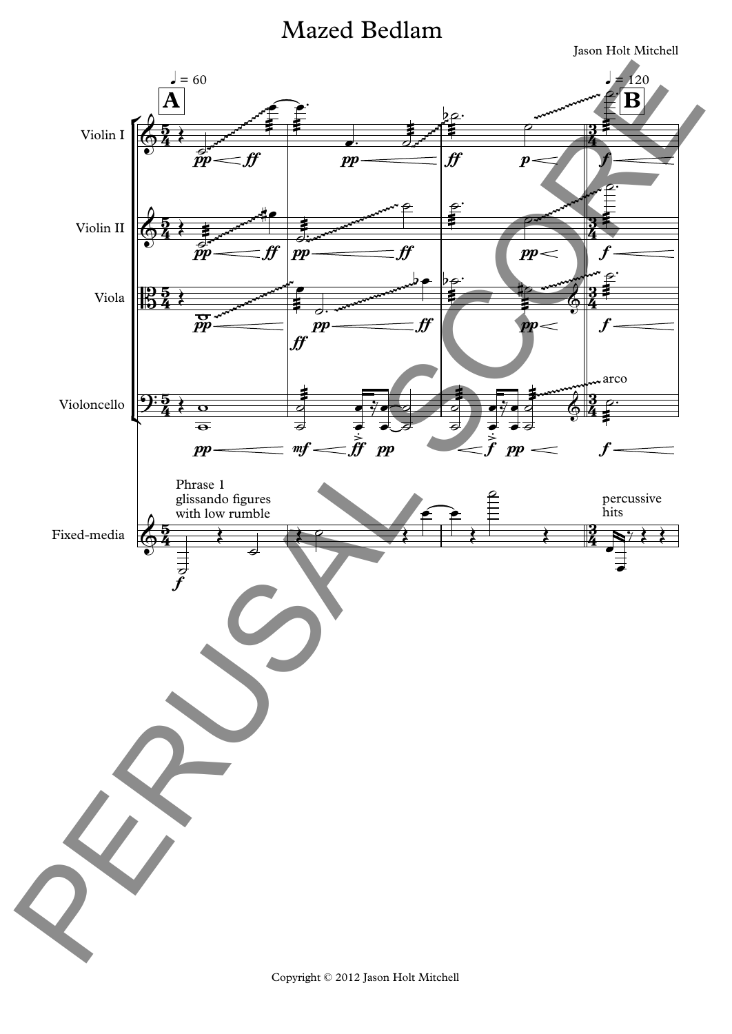# Mazed Bedlam

Jason Holt Mitchell

♩ = 60 **A** ♩ = 120 **B**

Violin I

Violin II

Viola

Violoncello

arco

Fixed-media

Phrase 1
glissando figures
with low rumble

percussive
hits

Copyright © 2012 Jason Holt Mitchell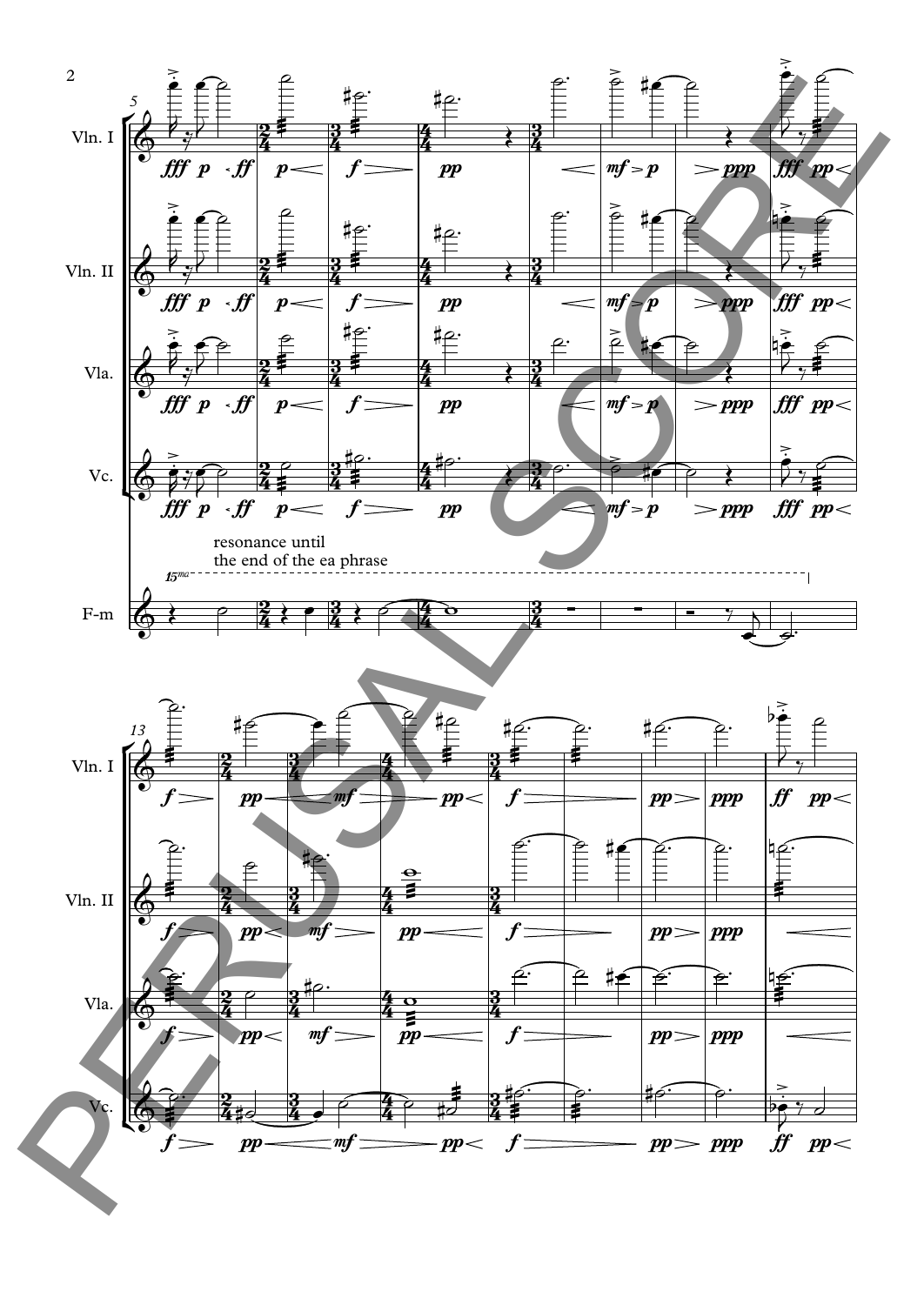resonance until
the end of the ea phrase